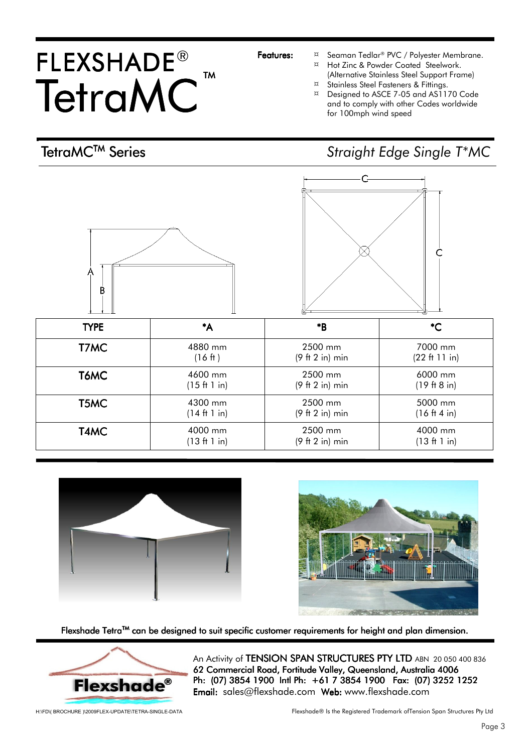# FLEXSHADE®
# TetraMC™

**Features:**

- Seaman Tedlar® PVC / Polyester Membrane.
- Hot Zinc & Powder Coated Steelwork. (Alternative Stainless Steel Support Frame)
- Stainless Steel Fasteners & Fittings.
- Designed to ASCE 7-05 and AS1170 Code and to comply with other Codes worldwide for 100mph wind speed

## TetraMC™ Series

*Straight Edge Single T*MC*

| TYPE | *A | *B | *C |
|---|---|---|---|
| T7MC | 4880 mm (16 ft ) | 2500 mm (9 ft 2 in) min | 7000 mm (22 ft 11 in) |
| T6MC | 4600 mm (15 ft 1 in) | 2500 mm (9 ft 2 in) min | 6000 mm (19 ft 8 in) |
| T5MC | 4300 mm (14 ft 1 in) | 2500 mm (9 ft 2 in) min | 5000 mm (16 ft 4 in) |
| T4MC | 4000 mm (13 ft 1 in) | 2500 mm (9 ft 2 in) min | 4000 mm (13 ft 1 in) |

Flexshade Tetra™ can be designed to suit specific customer requirements for height and plan dimension.

An Activity of **TENSION SPAN STRUCTURES PTY LTD** ABN 20 050 400 836
**62 Commercial Road, Fortitude Valley, Queensland, Australia 4006**
**Ph: (07) 3854 1900 Intl Ph: +61 7 3854 1900 Fax: (07) 3252 1252**
**Email:** sales@flexshade.com **Web:** www.flexshade.com

H:\FD\( BROCHURE )\2009FLEX-UPDATE\TETRA-SINGLE-DATA

Flexshade® Is the Registered Trademark ofTension Span Structures Pty Ltd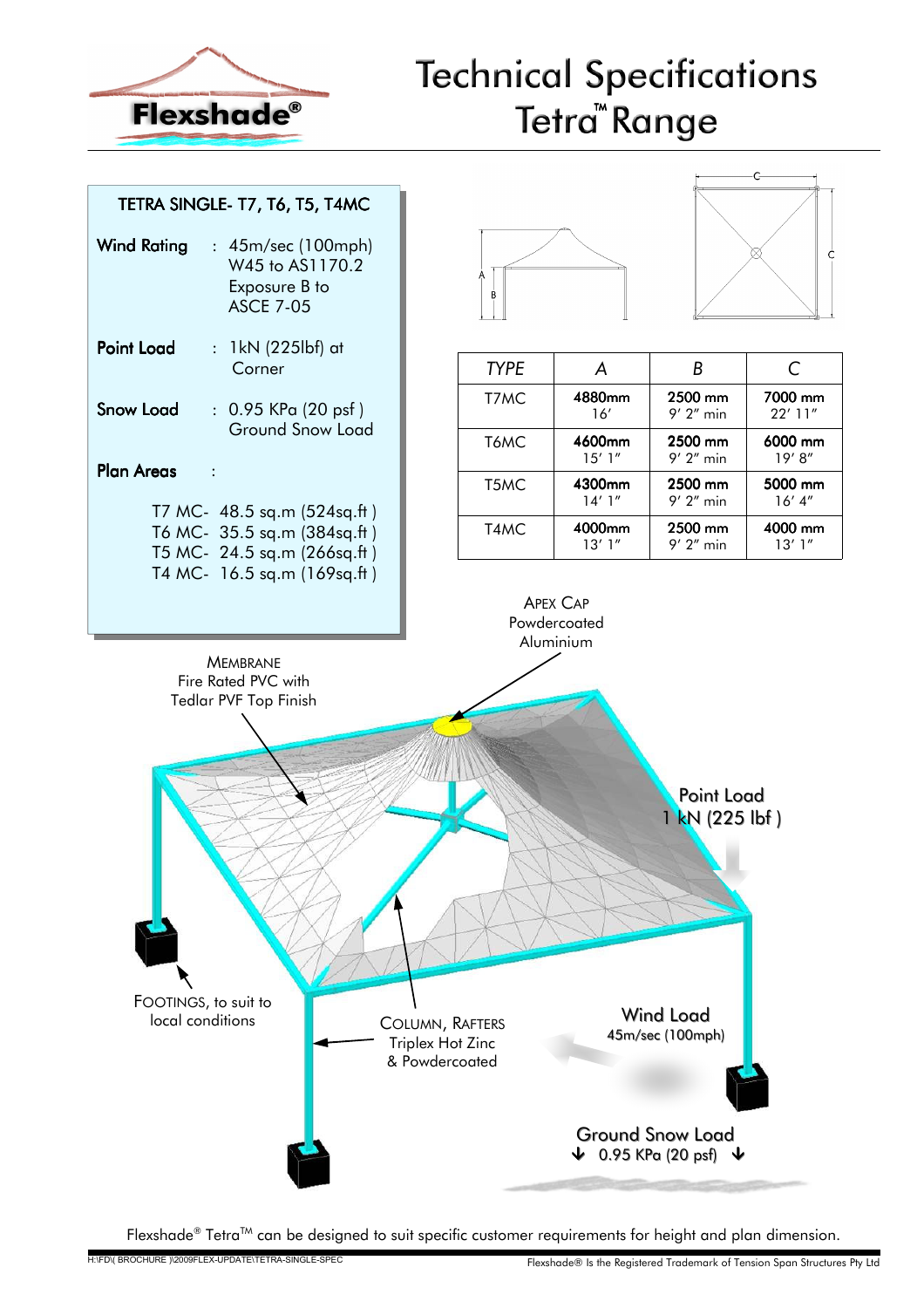# Technical Specifications
# Tetra™ Range

## TETRA SINGLE- T7, T6, T5, T4MC

**Wind Rating** : 45m/sec (100mph) W45 to AS1170.2 Exposure B to ASCE 7-05

**Point Load** : 1kN (225lbf) at Corner

**Snow Load** : 0.95 KPa (20 psf ) Ground Snow Load

**Plan Areas** :

T7 MC- 48.5 sq.m (524sq.ft )
T6 MC- 35.5 sq.m (384sq.ft )
T5 MC- 24.5 sq.m (266sq.ft )
T4 MC- 16.5 sq.m (169sq.ft )

A
B
C
C

| TYPE | A | B | C |
|---|---|---|---|
| T7MC | 4880mm 16' | 2500 mm 9' 2" min | 7000 mm 22' 11" |
| T6MC | 4600mm 15' 1" | 2500 mm 9' 2" min | 6000 mm 19' 8" |
| T5MC | 4300mm 14' 1" | 2500 mm 9' 2" min | 5000 mm 16' 4" |
| T4MC | 4000mm 13' 1" | 2500 mm 9' 2" min | 4000 mm 13' 1" |

APEX CAP
Powdercoated Aluminium

MEMBRANE
Fire Rated PVC with Tedlar PVF Top Finish

Point Load
1 kN (225 lbf )

FOOTINGS, to suit to local conditions

COLUMN, RAFTERS
Triplex Hot Zinc & Powdercoated

Wind Load
45m/sec (100mph)

Ground Snow Load
0.95 KPa (20 psf)

Flexshade® Tetra™ can be designed to suit specific customer requirements for height and plan dimension.

H:\FD\( BROCHURE )\2009FLEX-UPDATE\TETRA-SINGLE-SPEC

Flexshade® Is the Registered Trademark of Tension Span Structures Pty Ltd